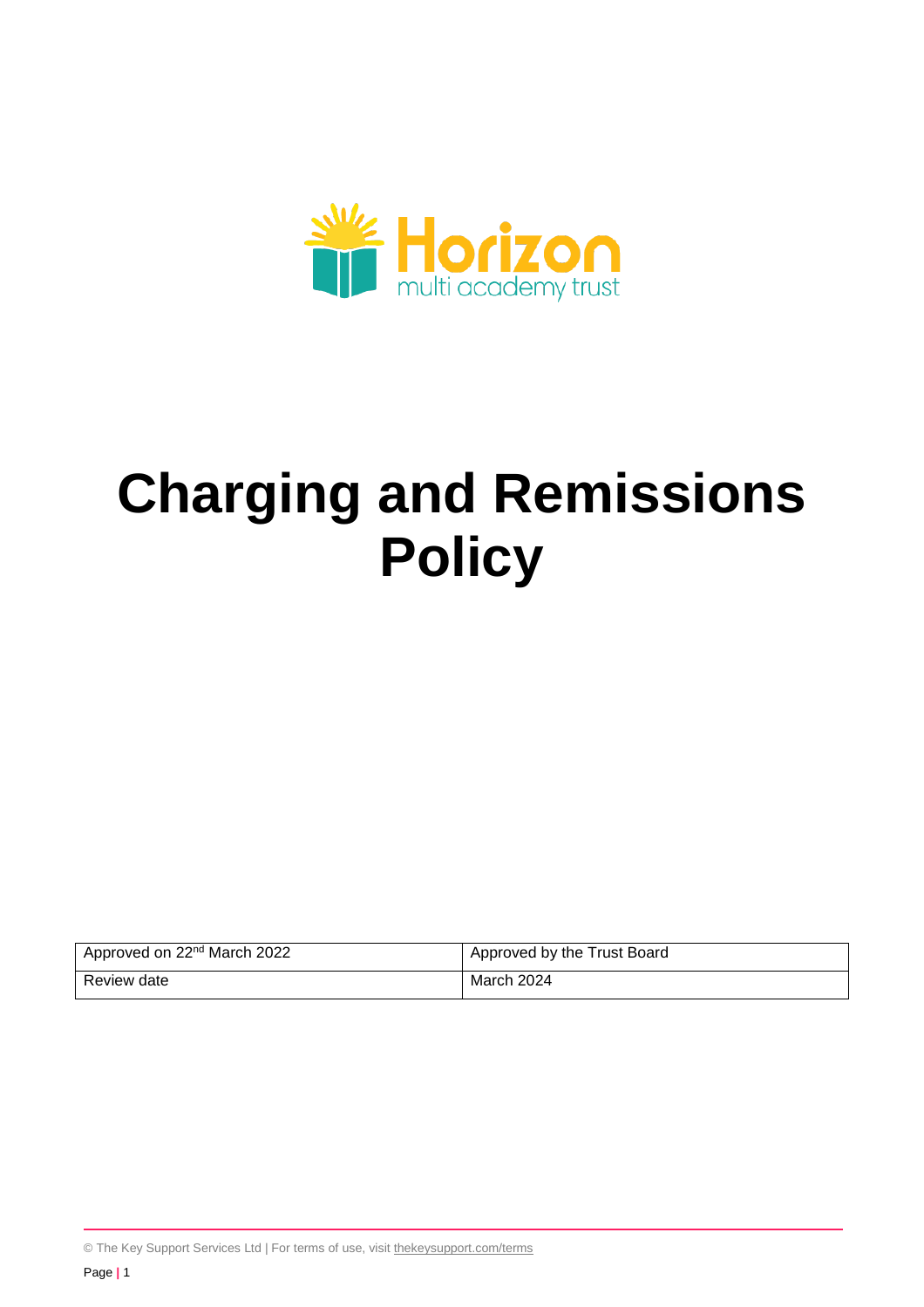Horizon multi academy trust

# Charging and Remissions Policy

| | |
|---|---|
| Approved on 22nd March 2022 | Approved by the Trust Board |
| Review date | March 2024 |

© The Key Support Services Ltd | For terms of use, visit thekeysupport.com/terms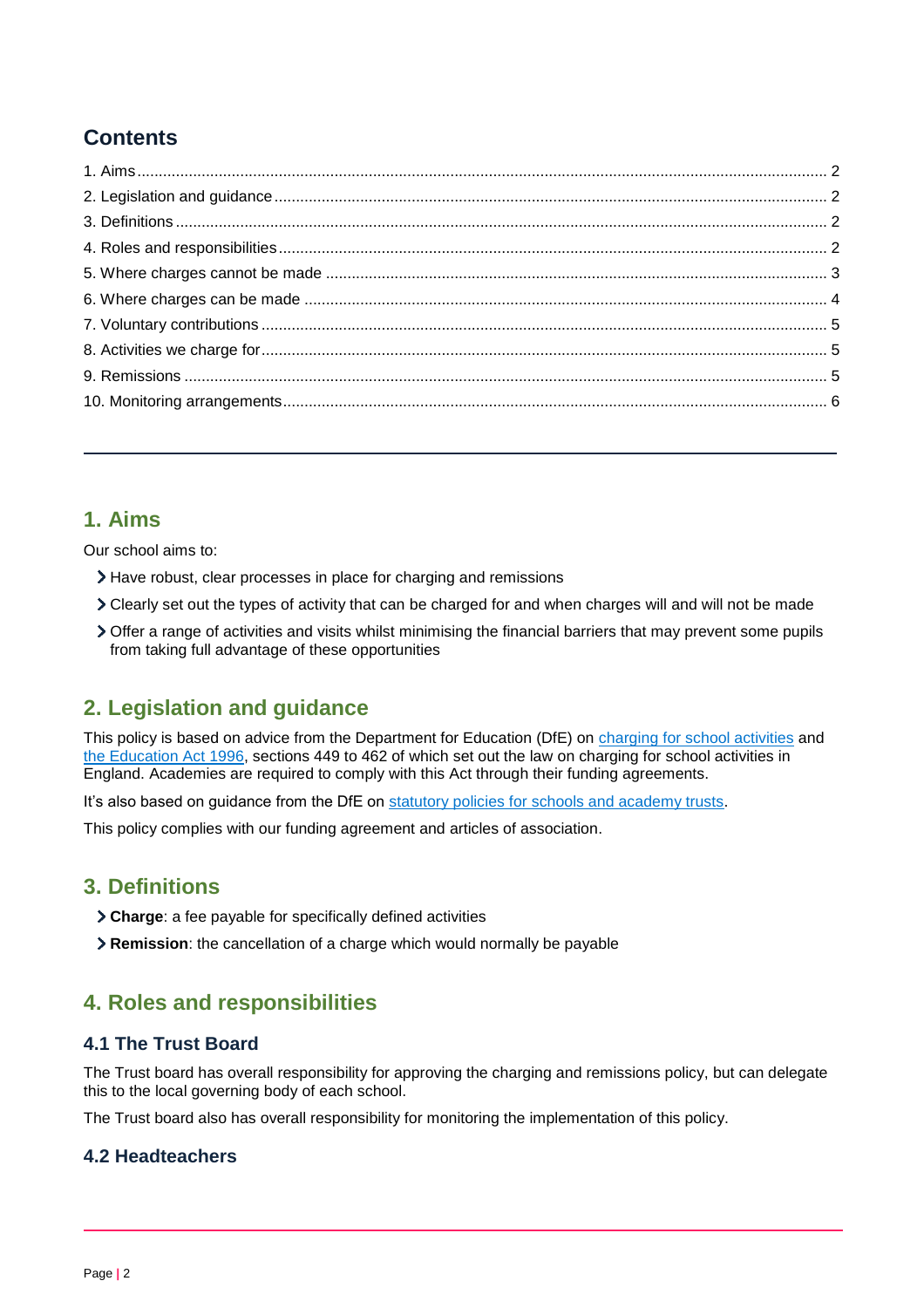## Contents

1. Aims ... 2
2. Legislation and guidance ... 2
3. Definitions ... 2
4. Roles and responsibilities ... 2
5. Where charges cannot be made ... 3
6. Where charges can be made ... 4
7. Voluntary contributions ... 5
8. Activities we charge for ... 5
9. Remissions ... 5
10. Monitoring arrangements ... 6

---

## 1. Aims

Our school aims to:

- Have robust, clear processes in place for charging and remissions
- Clearly set out the types of activity that can be charged for and when charges will and will not be made
- Offer a range of activities and visits whilst minimising the financial barriers that may prevent some pupils from taking full advantage of these opportunities

## 2. Legislation and guidance

This policy is based on advice from the Department for Education (DfE) on charging for school activities and the Education Act 1996, sections 449 to 462 of which set out the law on charging for school activities in England. Academies are required to comply with this Act through their funding agreements.

It's also based on guidance from the DfE on statutory policies for schools and academy trusts.

This policy complies with our funding agreement and articles of association.

## 3. Definitions

- **Charge**: a fee payable for specifically defined activities
- **Remission**: the cancellation of a charge which would normally be payable

## 4. Roles and responsibilities

### 4.1 The Trust Board

The Trust board has overall responsibility for approving the charging and remissions policy, but can delegate this to the local governing body of each school.

The Trust board also has overall responsibility for monitoring the implementation of this policy.

### 4.2 Headteachers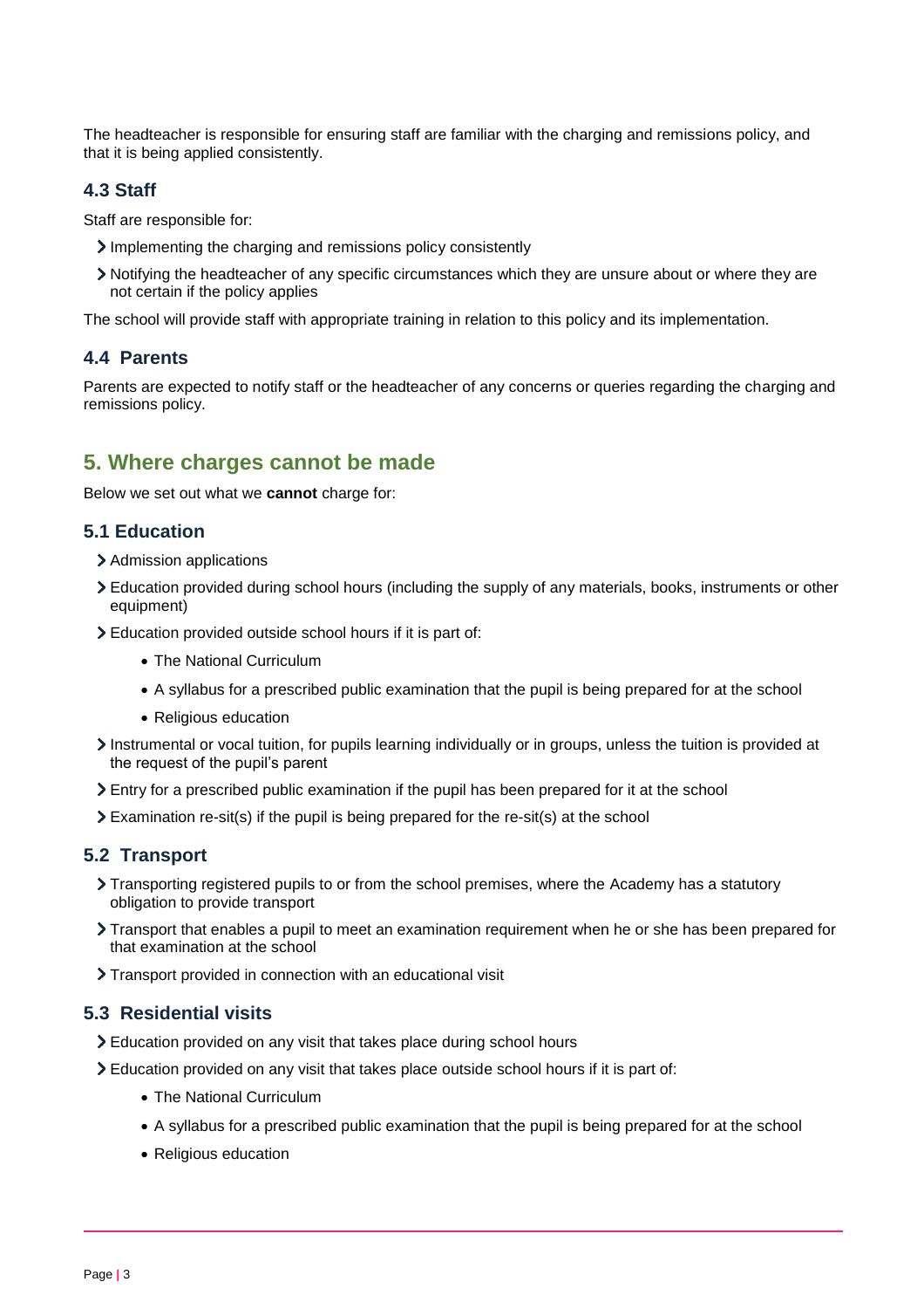The headteacher is responsible for ensuring staff are familiar with the charging and remissions policy, and that it is being applied consistently.

### 4.3 Staff

Staff are responsible for:

- Implementing the charging and remissions policy consistently
- Notifying the headteacher of any specific circumstances which they are unsure about or where they are not certain if the policy applies

The school will provide staff with appropriate training in relation to this policy and its implementation.

### 4.4 Parents

Parents are expected to notify staff or the headteacher of any concerns or queries regarding the charging and remissions policy.

## 5. Where charges cannot be made

Below we set out what we **cannot** charge for:

### 5.1 Education

- Admission applications
- Education provided during school hours (including the supply of any materials, books, instruments or other equipment)
- Education provided outside school hours if it is part of:
    - The National Curriculum
    - A syllabus for a prescribed public examination that the pupil is being prepared for at the school
    - Religious education
- Instrumental or vocal tuition, for pupils learning individually or in groups, unless the tuition is provided at the request of the pupil's parent
- Entry for a prescribed public examination if the pupil has been prepared for it at the school
- Examination re-sit(s) if the pupil is being prepared for the re-sit(s) at the school

### 5.2 Transport

- Transporting registered pupils to or from the school premises, where the Academy has a statutory obligation to provide transport
- Transport that enables a pupil to meet an examination requirement when he or she has been prepared for that examination at the school
- Transport provided in connection with an educational visit

### 5.3 Residential visits

- Education provided on any visit that takes place during school hours
- Education provided on any visit that takes place outside school hours if it is part of:
    - The National Curriculum
    - A syllabus for a prescribed public examination that the pupil is being prepared for at the school
    - Religious education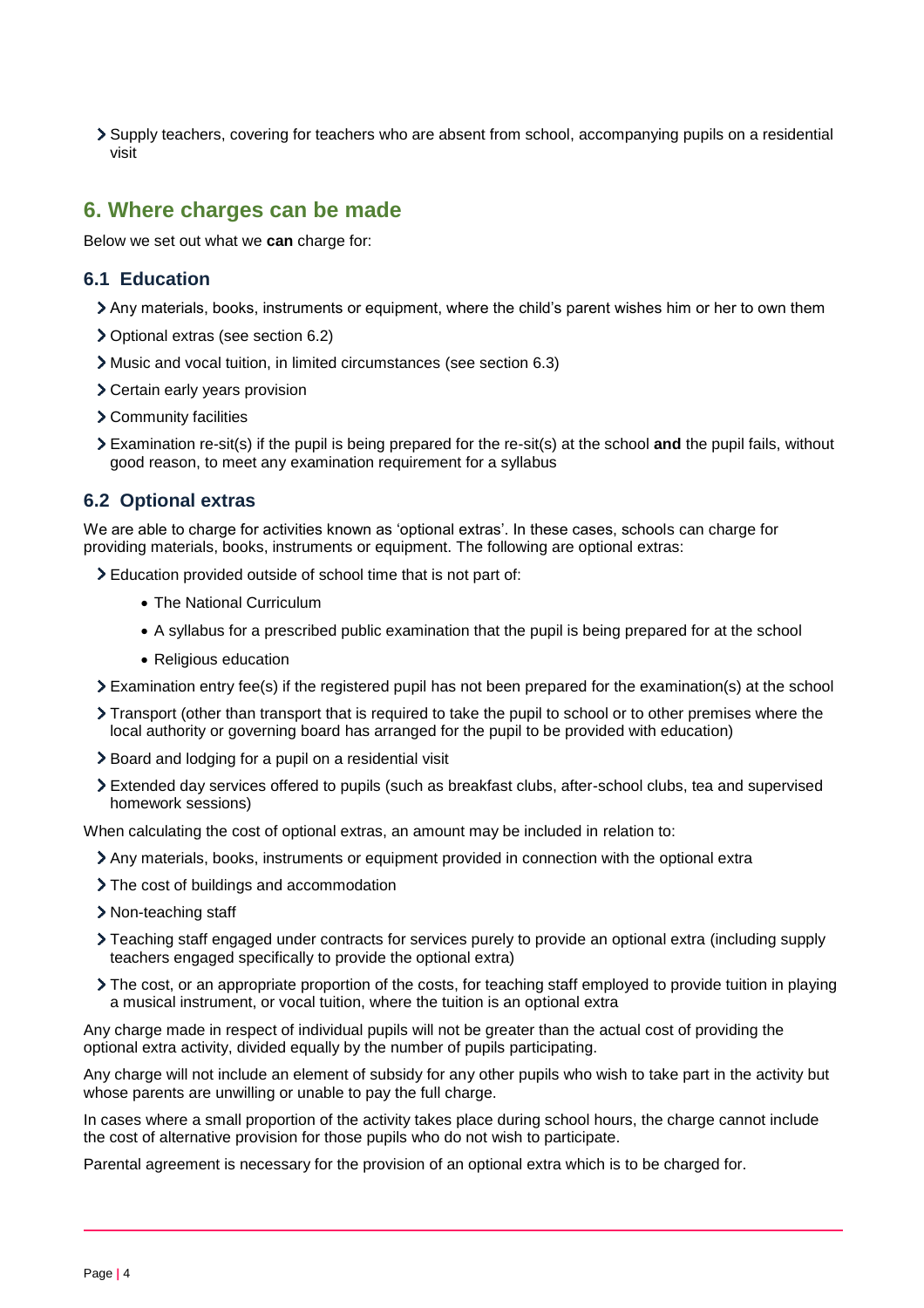- Supply teachers, covering for teachers who are absent from school, accompanying pupils on a residential visit

## 6. Where charges can be made

Below we set out what we **can** charge for:

### 6.1 Education

- Any materials, books, instruments or equipment, where the child's parent wishes him or her to own them
- Optional extras (see section 6.2)
- Music and vocal tuition, in limited circumstances (see section 6.3)
- Certain early years provision
- Community facilities
- Examination re-sit(s) if the pupil is being prepared for the re-sit(s) at the school **and** the pupil fails, without good reason, to meet any examination requirement for a syllabus

### 6.2 Optional extras

We are able to charge for activities known as 'optional extras'. In these cases, schools can charge for providing materials, books, instruments or equipment. The following are optional extras:

- Education provided outside of school time that is not part of:
  - The National Curriculum
  - A syllabus for a prescribed public examination that the pupil is being prepared for at the school
  - Religious education
- Examination entry fee(s) if the registered pupil has not been prepared for the examination(s) at the school
- Transport (other than transport that is required to take the pupil to school or to other premises where the local authority or governing board has arranged for the pupil to be provided with education)
- Board and lodging for a pupil on a residential visit
- Extended day services offered to pupils (such as breakfast clubs, after-school clubs, tea and supervised homework sessions)

When calculating the cost of optional extras, an amount may be included in relation to:

- Any materials, books, instruments or equipment provided in connection with the optional extra
- The cost of buildings and accommodation
- Non-teaching staff
- Teaching staff engaged under contracts for services purely to provide an optional extra (including supply teachers engaged specifically to provide the optional extra)
- The cost, or an appropriate proportion of the costs, for teaching staff employed to provide tuition in playing a musical instrument, or vocal tuition, where the tuition is an optional extra

Any charge made in respect of individual pupils will not be greater than the actual cost of providing the optional extra activity, divided equally by the number of pupils participating.

Any charge will not include an element of subsidy for any other pupils who wish to take part in the activity but whose parents are unwilling or unable to pay the full charge.

In cases where a small proportion of the activity takes place during school hours, the charge cannot include the cost of alternative provision for those pupils who do not wish to participate.

Parental agreement is necessary for the provision of an optional extra which is to be charged for.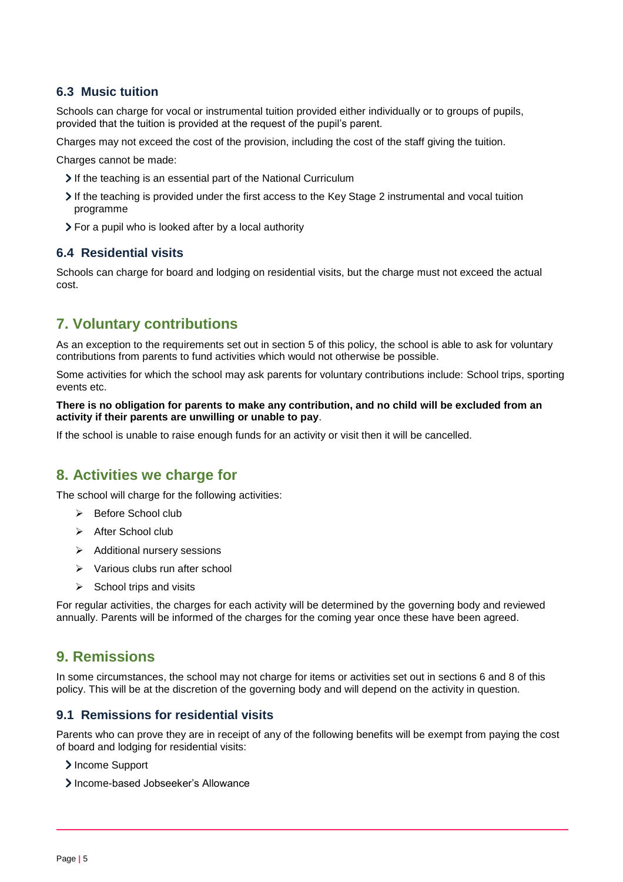### 6.3 Music tuition

Schools can charge for vocal or instrumental tuition provided either individually or to groups of pupils, provided that the tuition is provided at the request of the pupil's parent.

Charges may not exceed the cost of the provision, including the cost of the staff giving the tuition.

Charges cannot be made:

- If the teaching is an essential part of the National Curriculum
- If the teaching is provided under the first access to the Key Stage 2 instrumental and vocal tuition programme
- For a pupil who is looked after by a local authority

### 6.4 Residential visits

Schools can charge for board and lodging on residential visits, but the charge must not exceed the actual cost.

## 7. Voluntary contributions

As an exception to the requirements set out in section 5 of this policy, the school is able to ask for voluntary contributions from parents to fund activities which would not otherwise be possible.

Some activities for which the school may ask parents for voluntary contributions include: School trips, sporting events etc.

**There is no obligation for parents to make any contribution, and no child will be excluded from an activity if their parents are unwilling or unable to pay**.

If the school is unable to raise enough funds for an activity or visit then it will be cancelled.

## 8. Activities we charge for

The school will charge for the following activities:

- Before School club
- After School club
- Additional nursery sessions
- Various clubs run after school
- School trips and visits

For regular activities, the charges for each activity will be determined by the governing body and reviewed annually. Parents will be informed of the charges for the coming year once these have been agreed.

## 9. Remissions

In some circumstances, the school may not charge for items or activities set out in sections 6 and 8 of this policy. This will be at the discretion of the governing body and will depend on the activity in question.

### 9.1 Remissions for residential visits

Parents who can prove they are in receipt of any of the following benefits will be exempt from paying the cost of board and lodging for residential visits:

- Income Support
- Income-based Jobseeker's Allowance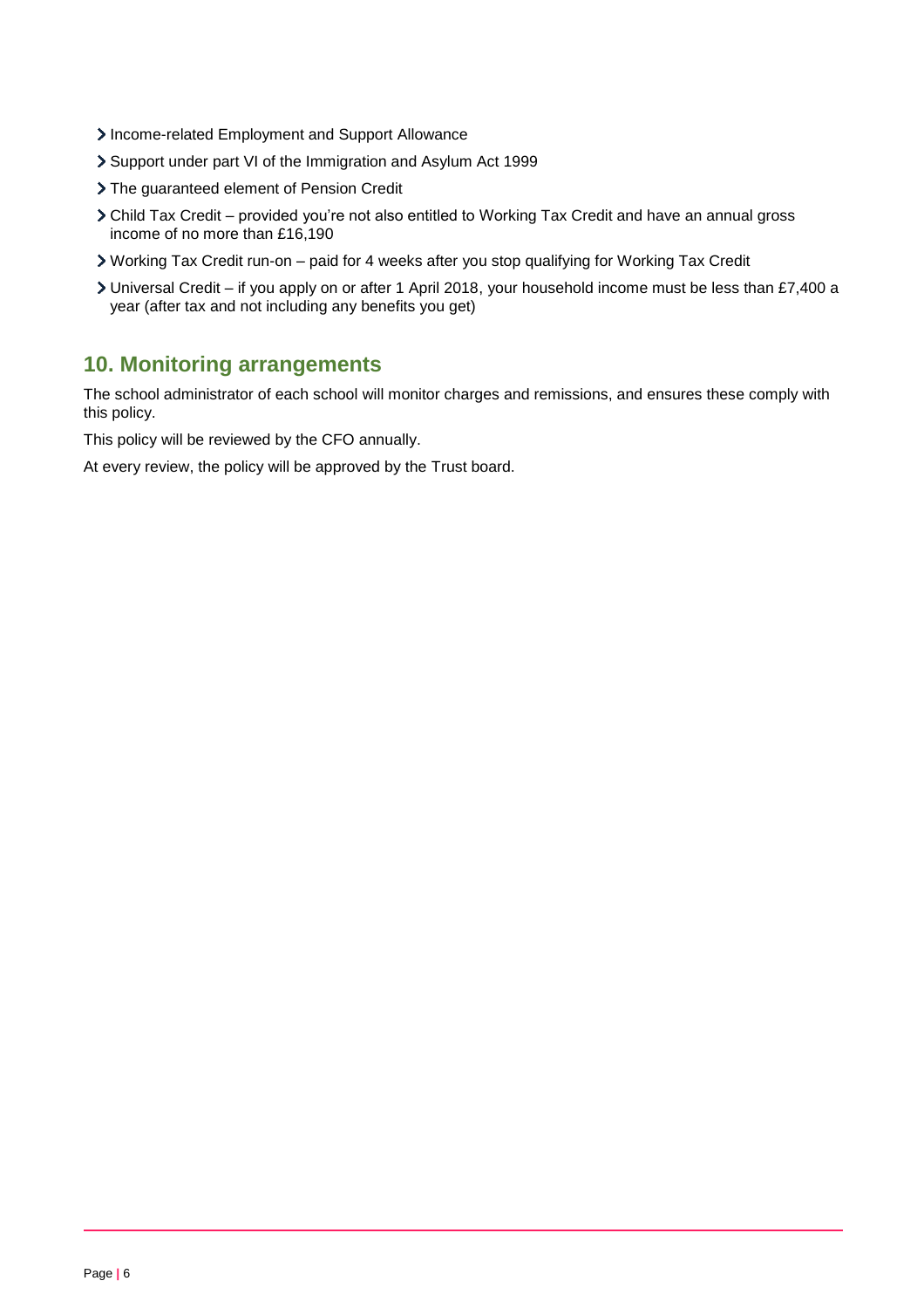- Income-related Employment and Support Allowance
- Support under part VI of the Immigration and Asylum Act 1999
- The guaranteed element of Pension Credit
- Child Tax Credit – provided you're not also entitled to Working Tax Credit and have an annual gross income of no more than £16,190
- Working Tax Credit run-on – paid for 4 weeks after you stop qualifying for Working Tax Credit
- Universal Credit – if you apply on or after 1 April 2018, your household income must be less than £7,400 a year (after tax and not including any benefits you get)

## 10. Monitoring arrangements

The school administrator of each school will monitor charges and remissions, and ensures these comply with this policy.

This policy will be reviewed by the CFO annually.

At every review, the policy will be approved by the Trust board.